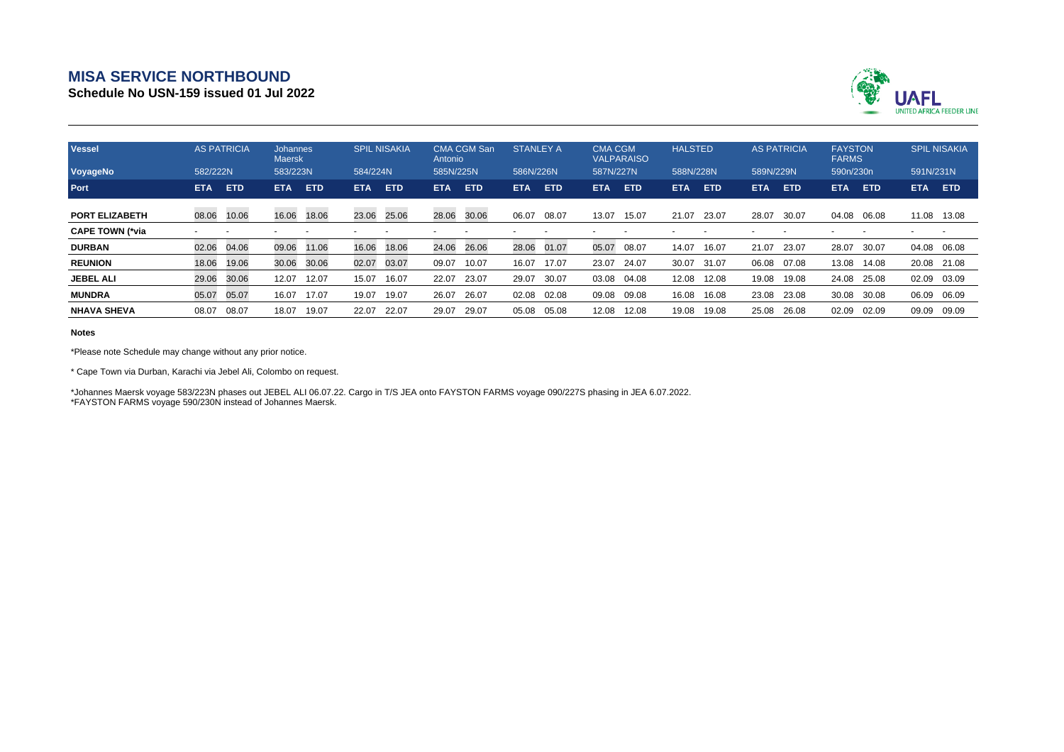# MISA SERVICE NORTHBOUND

## Schedule No USN-159 issued 01 Jul 2022

UAFL UNITED AFRICA FEEDER LINE

| Vessel | AS PATRICIA | | Johannes Maersk | | SPIL NISAKIA | | CMA CGM San Antonio | | STANLEY A | | CMA CGM VALPARAISO | | HALSTED | | AS PATRICIA | | FAYSTON FARMS | | SPIL NISAKIA | |
|---|---|---|---|---|---|---|---|---|---|---|---|---|---|---|---|---|---|---|---|---|
| VoyageNo | 582/222N | | 583/223N | | 584/224N | | 585N/225N | | 586N/226N | | 587N/227N | | 588N/228N | | 589N/229N | | 590n/230n | | 591N/231N | |
| Port | ETA | ETD | ETA | ETD | ETA | ETD | ETA | ETD | ETA | ETD | ETA | ETD | ETA | ETD | ETA | ETD | ETA | ETD | ETA | ETD |
| PORT ELIZABETH | 08.06 | 10.06 | 16.06 | 18.06 | 23.06 | 25.06 | 28.06 | 30.06 | 06.07 | 08.07 | 13.07 | 15.07 | 21.07 | 23.07 | 28.07 | 30.07 | 04.08 | 06.08 | 11.08 | 13.08 |
| CAPE TOWN (*via | - | - | - | - | - | - | - | - | - | - | - | - | - | - | - | - | - | - | - | - |
| DURBAN | 02.06 | 04.06 | 09.06 | 11.06 | 16.06 | 18.06 | 24.06 | 26.06 | 28.06 | 01.07 | 05.07 | 08.07 | 14.07 | 16.07 | 21.07 | 23.07 | 28.07 | 30.07 | 04.08 | 06.08 |
| REUNION | 18.06 | 19.06 | 30.06 | 30.06 | 02.07 | 03.07 | 09.07 | 10.07 | 16.07 | 17.07 | 23.07 | 24.07 | 30.07 | 31.07 | 06.08 | 07.08 | 13.08 | 14.08 | 20.08 | 21.08 |
| JEBEL ALI | 29.06 | 30.06 | 12.07 | 12.07 | 15.07 | 16.07 | 22.07 | 23.07 | 29.07 | 30.07 | 03.08 | 04.08 | 12.08 | 12.08 | 19.08 | 19.08 | 24.08 | 25.08 | 02.09 | 03.09 |
| MUNDRA | 05.07 | 05.07 | 16.07 | 17.07 | 19.07 | 19.07 | 26.07 | 26.07 | 02.08 | 02.08 | 09.08 | 09.08 | 16.08 | 16.08 | 23.08 | 23.08 | 30.08 | 30.08 | 06.09 | 06.09 |
| NHAVA SHEVA | 08.07 | 08.07 | 18.07 | 19.07 | 22.07 | 22.07 | 29.07 | 29.07 | 05.08 | 05.08 | 12.08 | 12.08 | 19.08 | 19.08 | 25.08 | 26.08 | 02.09 | 02.09 | 09.09 | 09.09 |

**Notes**

*Please note Schedule may change without any prior notice.

* Cape Town via Durban, Karachi via Jebel Ali, Colombo on request.

*Johannes Maersk voyage 583/223N phases out JEBEL ALI 06.07.22. Cargo in T/S JEA onto FAYSTON FARMS voyage 090/227S phasing in JEA 6.07.2022.
*FAYSTON FARMS voyage 590/230N instead of Johannes Maersk.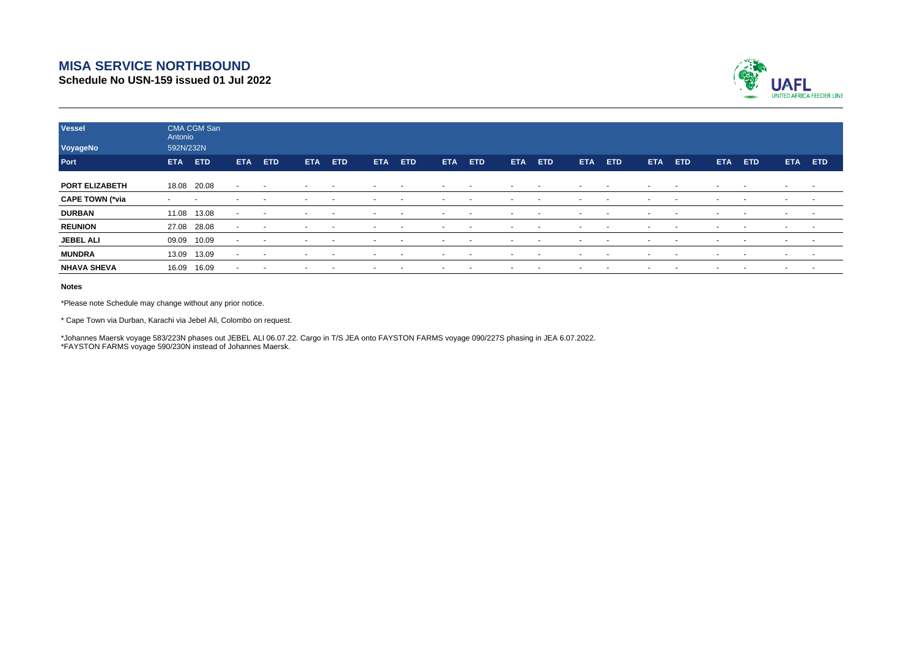# MISA SERVICE NORTHBOUND

## Schedule No USN-159 issued 01 Jul 2022

| Vessel | CMA CGM San Antonio | | | | | | | | | | | | | | | | | | | | | |
|---|---|---|---|---|---|---|---|---|---|---|---|---|---|---|---|---|---|---|---|---|---|---|
| VoyageNo | 592N/232N | | | | | | | | | | | | | | | | | | | | | |
| Port | ETA | ETD | ETA | ETD | ETA | ETD | ETA | ETD | ETA | ETD | ETA | ETD | ETA | ETD | ETA | ETD | ETA | ETD | ETA | ETD | | |
| PORT ELIZABETH | 18.08 | 20.08 | - | - | - | - | - | - | - | - | - | - | - | - | - | - | - | - | - | - | | |
| CAPE TOWN (*via | - | - | - | - | - | - | - | - | - | - | - | - | - | - | - | - | - | - | - | - | | |
| DURBAN | 11.08 | 13.08 | - | - | - | - | - | - | - | - | - | - | - | - | - | - | - | - | - | - | | |
| REUNION | 27.08 | 28.08 | - | - | - | - | - | - | - | - | - | - | - | - | - | - | - | - | - | - | | |
| JEBEL ALI | 09.09 | 10.09 | - | - | - | - | - | - | - | - | - | - | - | - | - | - | - | - | - | - | | |
| MUNDRA | 13.09 | 13.09 | - | - | - | - | - | - | - | - | - | - | - | - | - | - | - | - | - | - | | |
| NHAVA SHEVA | 16.09 | 16.09 | - | - | - | - | - | - | - | - | - | - | - | - | - | - | - | - | - | - | | |

**Notes**

*Please note Schedule may change without any prior notice.

* Cape Town via Durban, Karachi via Jebel Ali, Colombo on request.

*Johannes Maersk voyage 583/223N phases out JEBEL ALI 06.07.22. Cargo in T/S JEA onto FAYSTON FARMS voyage 090/227S phasing in JEA 6.07.2022.
*FAYSTON FARMS voyage 590/230N instead of Johannes Maersk.